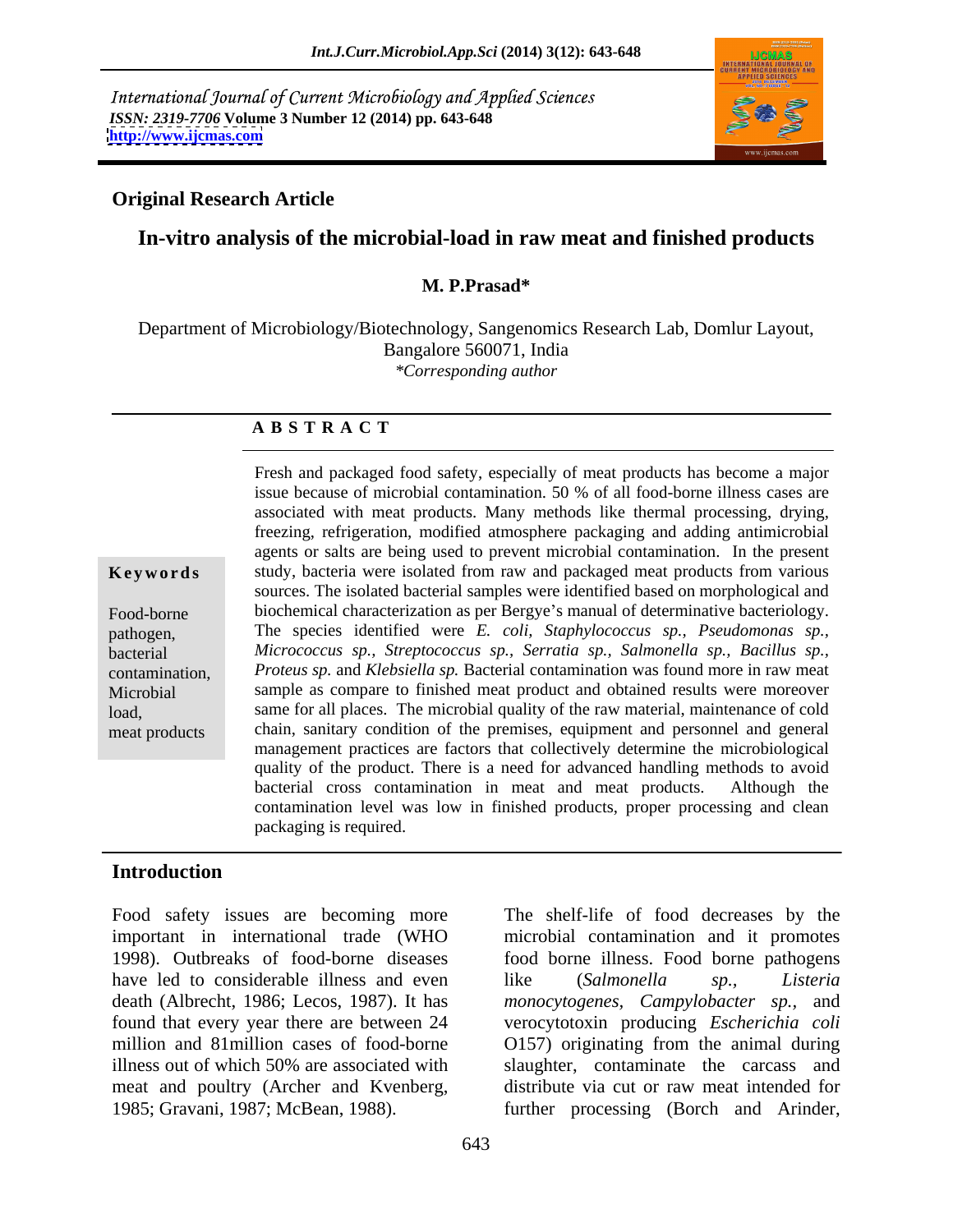International Journal of Current Microbiology and Applied Sciences
*ISSN: 2319-7706* **Volume 3 Number 12 (2014) pp. 643-648**
**http://www.ijcmas.com**

**Original Research Article**

# In-vitro analysis of the microbial-load in raw meat and finished products

**M. P.Prasad***

Department of Microbiology/Biotechnology, Sangenomics Research Lab, Domlur Layout, Bangalore 560071, India
*\*Corresponding author*

**A B S T R A C T**

**Keywords**

Food-borne pathogen, bacterial contamination, Microbial load, meat products

Fresh and packaged food safety, especially of meat products has become a major issue because of microbial contamination. 50 % of all food-borne illness cases are associated with meat products. Many methods like thermal processing, drying, freezing, refrigeration, modified atmosphere packaging and adding antimicrobial agents or salts are being used to prevent microbial contamination. In the present study, bacteria were isolated from raw and packaged meat products from various sources. The isolated bacterial samples were identified based on morphological and biochemical characterization as per Bergye's manual of determinative bacteriology. The species identified were *E. coli, Staphylococcus sp., Pseudomonas sp., Micrococcus sp., Streptococcus sp., Serratia sp., Salmonella sp., Bacillus sp., Proteus sp.* and *Klebsiella sp.* Bacterial contamination was found more in raw meat sample as compare to finished meat product and obtained results were moreover same for all places. The microbial quality of the raw material, maintenance of cold chain, sanitary condition of the premises, equipment and personnel and general management practices are factors that collectively determine the microbiological quality of the product. There is a need for advanced handling methods to avoid bacterial cross contamination in meat and meat products. Although the contamination level was low in finished products, proper processing and clean packaging is required.

## Introduction

Food safety issues are becoming more important in international trade (WHO 1998). Outbreaks of food-borne diseases have led to considerable illness and even death (Albrecht, 1986; Lecos, 1987). It has found that every year there are between 24 million and 81million cases of food-borne illness out of which 50% are associated with meat and poultry (Archer and Kvenberg, 1985; Gravani, 1987; McBean, 1988).

The shelf-life of food decreases by the microbial contamination and it promotes food borne illness. Food borne pathogens like (*Salmonella sp.*, *Listeria monocytogenes*, *Campylobacter sp.*, and verocytotoxin producing *Escherichia coli* O157) originating from the animal during slaughter, contaminate the carcass and distribute via cut or raw meat intended for further processing (Borch and Arinder,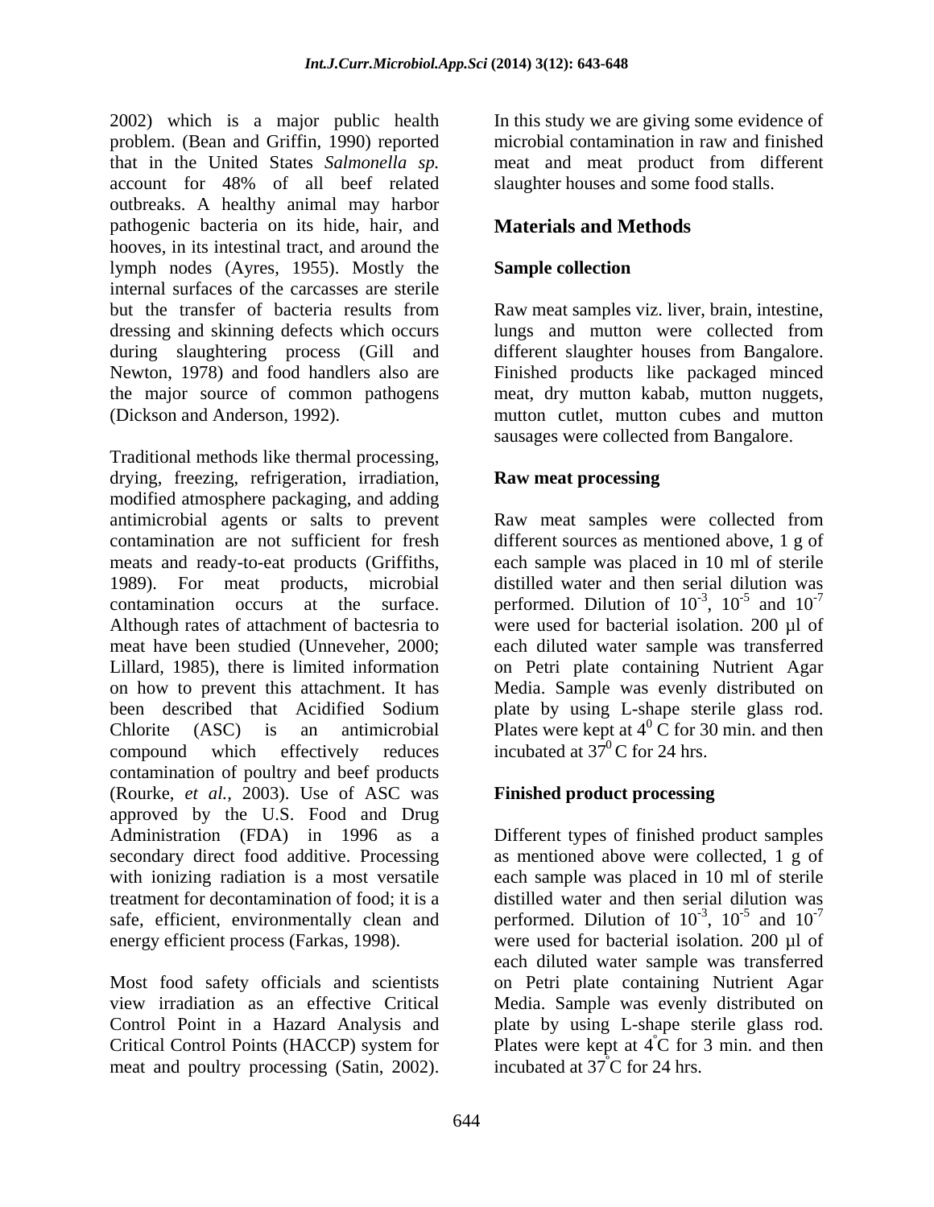2002) which is a major public health problem. (Bean and Griffin, 1990) reported that in the United States *Salmonella sp.* account for 48% of all beef related outbreaks. A healthy animal may harbor pathogenic bacteria on its hide, hair, and hooves, in its intestinal tract, and around the lymph nodes (Ayres, 1955). Mostly the internal surfaces of the carcasses are sterile but the transfer of bacteria results from dressing and skinning defects which occurs during slaughtering process (Gill and Newton, 1978) and food handlers also are the major source of common pathogens (Dickson and Anderson, 1992).

Traditional methods like thermal processing, drying, freezing, refrigeration, irradiation, modified atmosphere packaging, and adding antimicrobial agents or salts to prevent contamination are not sufficient for fresh meats and ready-to-eat products (Griffiths, 1989). For meat products, microbial contamination occurs at the surface. Although rates of attachment of bactesria to meat have been studied (Unneveher, 2000; Lillard, 1985), there is limited information on how to prevent this attachment. It has been described that Acidified Sodium Chlorite (ASC) is an antimicrobial compound which effectively reduces contamination of poultry and beef products (Rourke, *et al.*, 2003). Use of ASC was approved by the U.S. Food and Drug Administration (FDA) in 1996 as a secondary direct food additive. Processing with ionizing radiation is a most versatile treatment for decontamination of food; it is a safe, efficient, environmentally clean and energy efficient process (Farkas, 1998).

Most food safety officials and scientists view irradiation as an effective Critical Control Point in a Hazard Analysis and Critical Control Points (HACCP) system for meat and poultry processing (Satin, 2002). In this study we are giving some evidence of microbial contamination in raw and finished meat and meat product from different slaughter houses and some food stalls.

## Materials and Methods

### Sample collection

Raw meat samples viz. liver, brain, intestine, lungs and mutton were collected from different slaughter houses from Bangalore. Finished products like packaged minced meat, dry mutton kabab, mutton nuggets, mutton cutlet, mutton cubes and mutton sausages were collected from Bangalore.

### Raw meat processing

Raw meat samples were collected from different sources as mentioned above, 1 g of each sample was placed in 10 ml of sterile distilled water and then serial dilution was performed. Dilution of $10^{-3}$, $10^{-5}$ and $10^{-7}$ were used for bacterial isolation. 200 µl of each diluted water sample was transferred on Petri plate containing Nutrient Agar Media. Sample was evenly distributed on plate by using L-shape sterile glass rod. Plates were kept at $4^0$ C for 30 min. and then incubated at $37^0$ C for 24 hrs.

### Finished product processing

Different types of finished product samples as mentioned above were collected, 1 g of each sample was placed in 10 ml of sterile distilled water and then serial dilution was performed. Dilution of $10^{-3}$, $10^{-5}$ and $10^{-7}$ were used for bacterial isolation. 200 µl of each diluted water sample was transferred on Petri plate containing Nutrient Agar Media. Sample was evenly distributed on plate by using L-shape sterile glass rod. Plates were kept at $4^{\circ}$C for 3 min. and then incubated at $37^{\circ}$C for 24 hrs.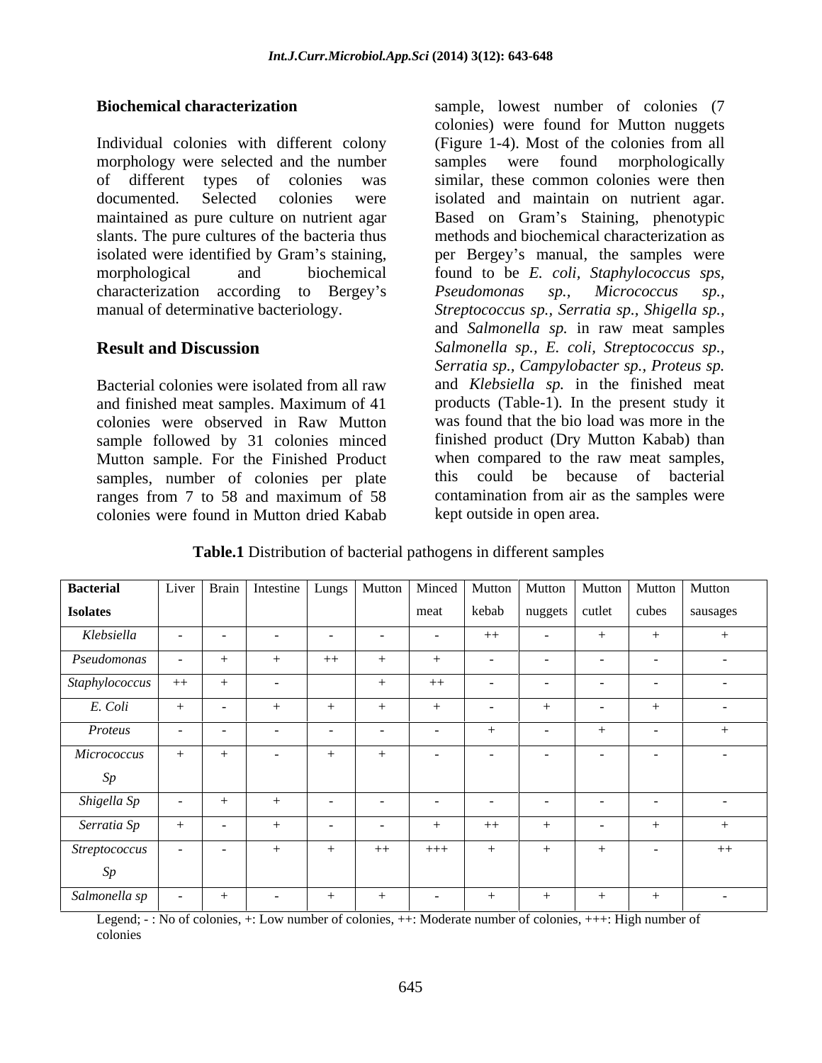## Biochemical characterization

Individual colonies with different colony morphology were selected and the number of different types of colonies was documented. Selected colonies were maintained as pure culture on nutrient agar slants. The pure cultures of the bacteria thus isolated were identified by Gram's staining, morphological and biochemical characterization according to Bergey's manual of determinative bacteriology.

## Result and Discussion

Bacterial colonies were isolated from all raw and finished meat samples. Maximum of 41 colonies were observed in Raw Mutton sample followed by 31 colonies minced Mutton sample. For the Finished Product samples, number of colonies per plate ranges from 7 to 58 and maximum of 58 colonies were found in Mutton dried Kabab sample, lowest number of colonies (7 colonies) were found for Mutton nuggets (Figure 1-4). Most of the colonies from all samples were found morphologically similar, these common colonies were then isolated and maintain on nutrient agar. Based on Gram's Staining, phenotypic methods and biochemical characterization as per Bergey's manual, the samples were found to be *E. coli, Staphylococcus sps, Pseudomonas sp., Micrococcus sp., Streptococcus sp., Serratia sp., Shigella sp.,* and *Salmonella sp.* in raw meat samples *Salmonella sp., E. coli, Streptococcus sp., Serratia sp., Campylobacter sp., Proteus sp.* and *Klebsiella sp.* in the finished meat products (Table-1). In the present study it was found that the bio load was more in the finished product (Dry Mutton Kabab) than when compared to the raw meat samples, this could be because of bacterial contamination from air as the samples were kept outside in open area.

**Table.1** Distribution of bacterial pathogens in different samples

| Bacterial Isolates | Liver | Brain | Intestine | Lungs | Mutton | Minced meat | Mutton kebab | Mutton nuggets | Mutton cutlet | Mutton cubes | Mutton sausages |
|---|---|---|---|---|---|---|---|---|---|---|---|
| *Klebsiella* | - | - | - | - | - | - | ++ | - | + | + | + |
| *Pseudomonas* | - | + | + | ++ | + | + | - | - | - | - | - |
| *Staphylococcus* | ++ | + | - | | + | ++ | - | - | - | - | - |
| *E. Coli* | + | - | + | + | + | + | - | + | - | + | - |
| *Proteus* | - | - | - | - | - | - | + | - | + | - | + |
| *Micrococcus Sp* | + | + | - | + | + | - | - | - | - | - | - |
| *Shigella Sp* | - | + | + | - | - | - | - | - | - | - | - |
| *Serratia Sp* | + | - | + | - | - | + | ++ | + | - | + | + |
| *Streptococcus Sp* | - | - | + | + | ++ | +++ | + | + | + | - | ++ |
| *Salmonella sp* | - | + | - | + | + | - | + | + | + | + | - |

Legend; - : No of colonies, +: Low number of colonies, ++: Moderate number of colonies, +++: High number of colonies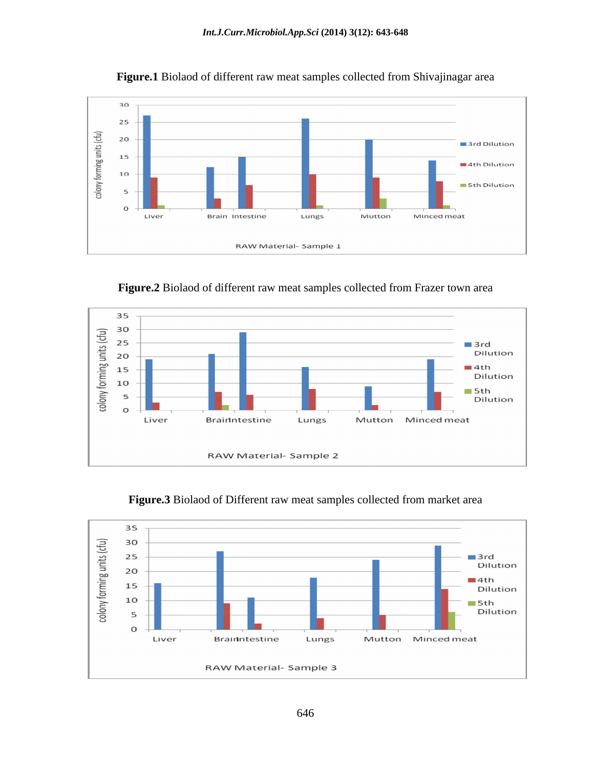**Figure.1** Biolaod of different raw meat samples collected from Shivajinagar area

**Figure.2** Biolaod of different raw meat samples collected from Frazer town area

**Figure.3** Biolaod of Different raw meat samples collected from market area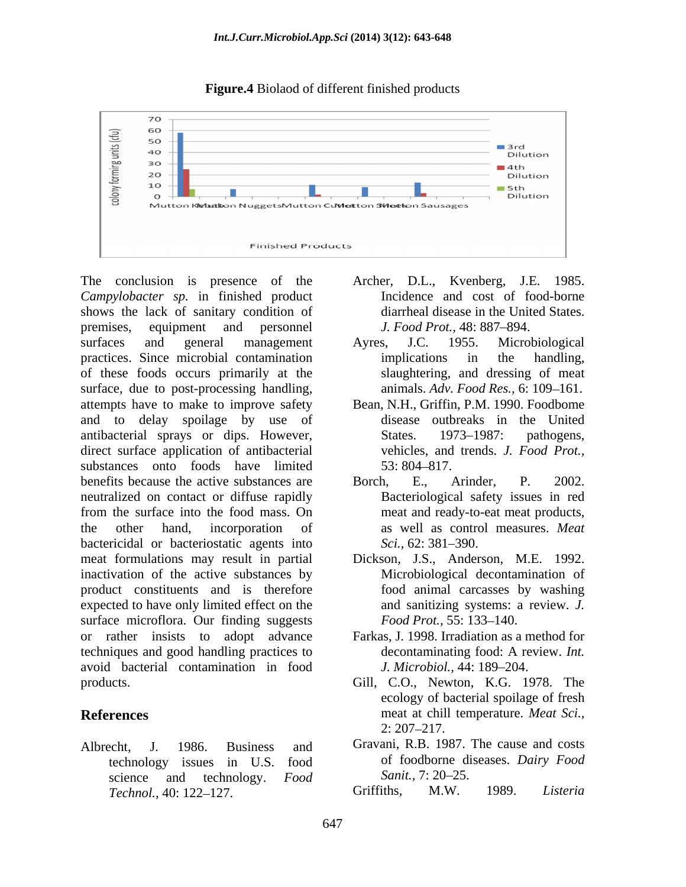**Figure.4** Biolaod of different finished products

The conclusion is presence of the *Campylobacter sp.* in finished product shows the lack of sanitary condition of premises, equipment and personnel surfaces and general management practices. Since microbial contamination of these foods occurs primarily at the surface, due to post-processing handling, attempts have to make to improve safety and to delay spoilage by use of antibacterial sprays or dips. However, direct surface application of antibacterial substances onto foods have limited benefits because the active substances are neutralized on contact or diffuse rapidly from the surface into the food mass. On the other hand, incorporation of bactericidal or bacteriostatic agents into meat formulations may result in partial inactivation of the active substances by product constituents and is therefore expected to have only limited effect on the surface microflora. Our finding suggests or rather insists to adopt advance techniques and good handling practices to avoid bacterial contamination in food products.

## References

Albrecht, J. 1986. Business and technology issues in U.S. food science and technology. *Food Technol.,* 40: 122–127.

Archer, D.L., Kvenberg, J.E. 1985. Incidence and cost of food-borne diarrheal disease in the United States. *J. Food Prot.,* 48: 887–894.

Ayres, J.C. 1955. Microbiological implications in the handling, slaughtering, and dressing of meat animals. *Adv. Food Res.,* 6: 109–161.

Bean, N.H., Griffin, P.M. 1990. Foodbome disease outbreaks in the United States. 1973–1987: pathogens, vehicles, and trends. *J. Food Prot.,* 53: 804–817.

Borch, E., Arinder, P. 2002. Bacteriological safety issues in red meat and ready-to-eat meat products, as well as control measures. *Meat Sci.,* 62: 381–390.

Dickson, J.S., Anderson, M.E. 1992. Microbiological decontamination of food animal carcasses by washing and sanitizing systems: a review. *J. Food Prot.,* 55: 133–140.

Farkas, J. 1998. Irradiation as a method for decontaminating food: A review. *Int. J. Microbiol.,* 44: 189–204.

Gill, C.O., Newton, K.G. 1978. The ecology of bacterial spoilage of fresh meat at chill temperature. *Meat Sci.,* 2: 207–217.

Gravani, R.B. 1987. The cause and costs of foodborne diseases. *Dairy Food Sanit.,* 7: 20–25.

Griffiths, M.W. 1989. *Listeria*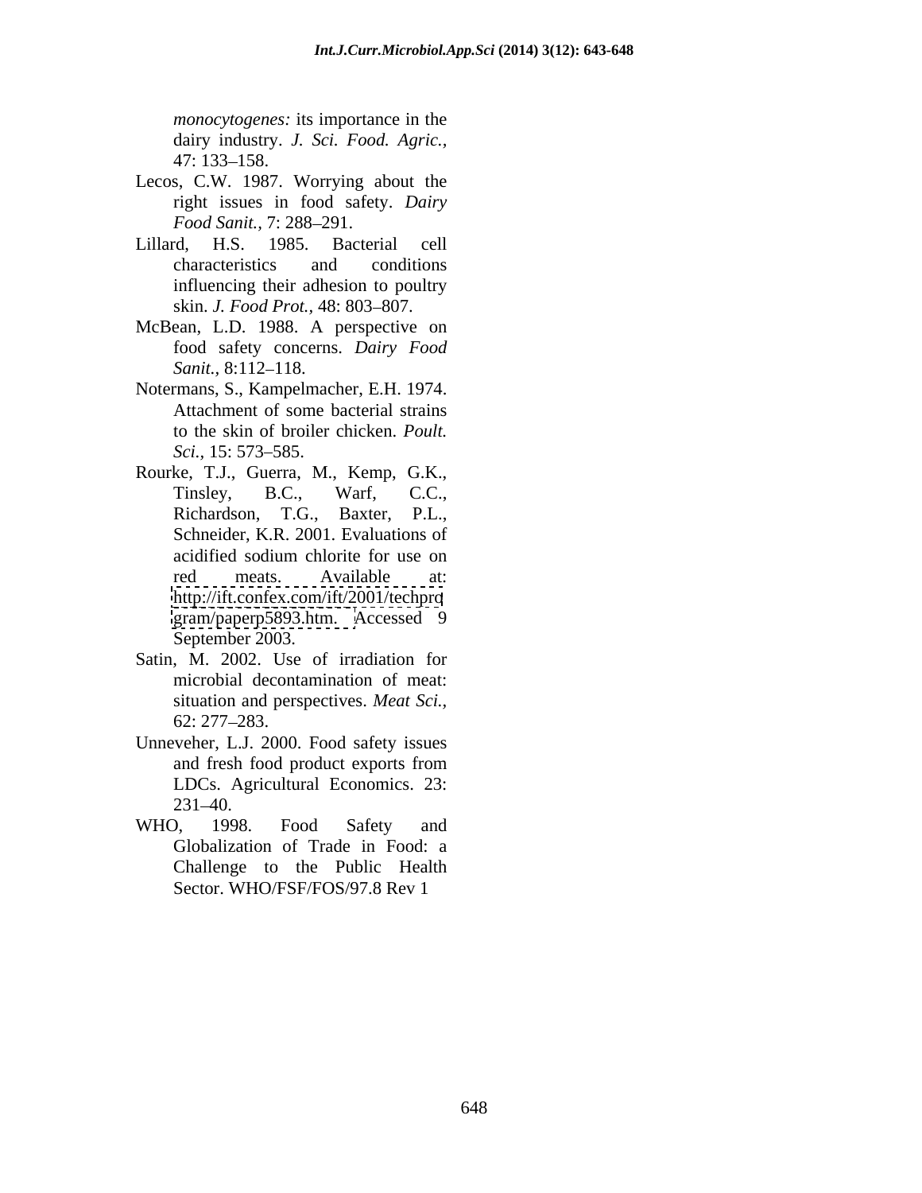*monocytogenes:* its importance in the dairy industry. *J. Sci. Food. Agric.,* 47: 133–158.

Lecos, C.W. 1987. Worrying about the right issues in food safety. *Dairy Food Sanit.,* 7: 288–291.

Lillard, H.S. 1985. Bacterial cell characteristics and conditions influencing their adhesion to poultry skin. *J. Food Prot.,* 48: 803–807.

McBean, L.D. 1988. A perspective on food safety concerns. *Dairy Food Sanit.,* 8:112–118.

Notermans, S., Kampelmacher, E.H. 1974. Attachment of some bacterial strains to the skin of broiler chicken. *Poult. Sci.,* 15: 573–585.

Rourke, T.J., Guerra, M., Kemp, G.K., Tinsley, B.C., Warf, C.C., Richardson, T.G., Baxter, P.L., Schneider, K.R. 2001. Evaluations of acidified sodium chlorite for use on red meats. Available at: http://ift.confex.com/ift/2001/techprogram/paperp5893.htm. Accessed 9 September 2003.

Satin, M. 2002. Use of irradiation for microbial decontamination of meat: situation and perspectives. *Meat Sci.,* 62: 277–283.

Unneveher, L.J. 2000. Food safety issues and fresh food product exports from LDCs. Agricultural Economics. 23: 231–40.

WHO, 1998. Food Safety and Globalization of Trade in Food: a Challenge to the Public Health Sector. WHO/FSF/FOS/97.8 Rev 1